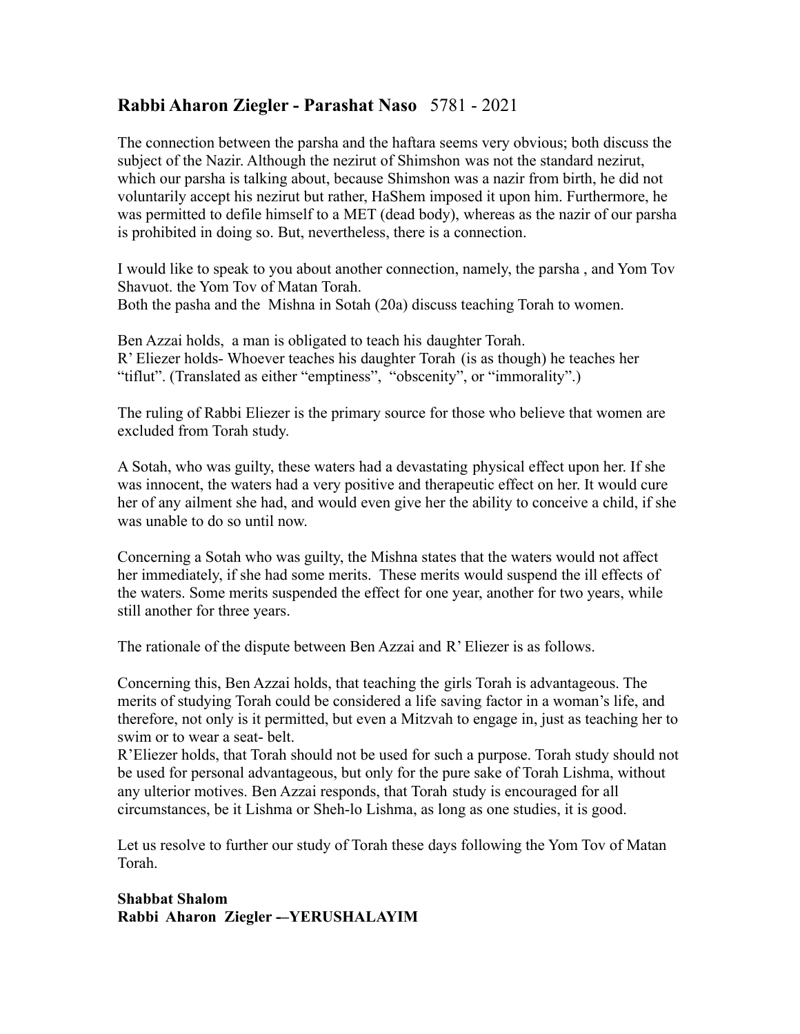## **Rabbi Aharon Ziegler - Parashat Naso** 5781 - 2021

The connection between the parsha and the haftara seems very obvious; both discuss the subject of the Nazir. Although the nezirut of Shimshon was not the standard nezirut, which our parsha is talking about, because Shimshon was a nazir from birth, he did not voluntarily accept his nezirut but rather, HaShem imposed it upon him. Furthermore, he was permitted to defile himself to a MET (dead body), whereas as the nazir of our parsha is prohibited in doing so. But, nevertheless, there is a connection.

I would like to speak to you about another connection, namely, the parsha , and Yom Tov Shavuot. the Yom Tov of Matan Torah.
Both the pasha and the Mishna in Sotah (20a) discuss teaching Torah to women.

Ben Azzai holds, a man is obligated to teach his daughter Torah.
R' Eliezer holds- Whoever teaches his daughter Torah (is as though) he teaches her "tiflut". (Translated as either "emptiness", "obscenity", or "immorality".)

The ruling of Rabbi Eliezer is the primary source for those who believe that women are excluded from Torah study.

A Sotah, who was guilty, these waters had a devastating physical effect upon her. If she was innocent, the waters had a very positive and therapeutic effect on her. It would cure her of any ailment she had, and would even give her the ability to conceive a child, if she was unable to do so until now.

Concerning a Sotah who was guilty, the Mishna states that the waters would not affect her immediately, if she had some merits. These merits would suspend the ill effects of the waters. Some merits suspended the effect for one year, another for two years, while still another for three years.

The rationale of the dispute between Ben Azzai and R' Eliezer is as follows.

Concerning this, Ben Azzai holds, that teaching the girls Torah is advantageous. The merits of studying Torah could be considered a life saving factor in a woman's life, and therefore, not only is it permitted, but even a Mitzvah to engage in, just as teaching her to swim or to wear a seat- belt.
R'Eliezer holds, that Torah should not be used for such a purpose. Torah study should not be used for personal advantageous, but only for the pure sake of Torah Lishma, without any ulterior motives. Ben Azzai responds, that Torah study is encouraged for all circumstances, be it Lishma or Sheh-lo Lishma, as long as one studies, it is good.

Let us resolve to further our study of Torah these days following the Yom Tov of Matan Torah.

**Shabbat Shalom**
**Rabbi Aharon Ziegler -–YERUSHALAYIM**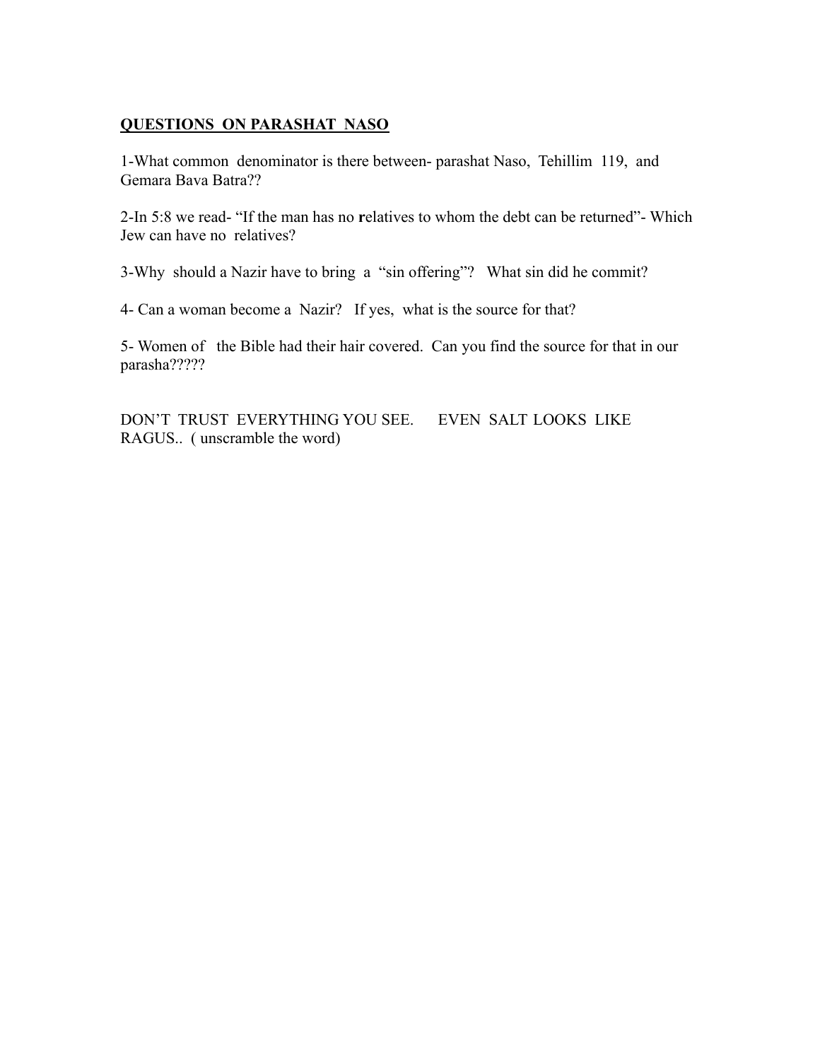**QUESTIONS ON PARASHAT NASO**

1-What common denominator is there between- parashat Naso, Tehillim 119, and Gemara Bava Batra??

2-In 5:8 we read- "If the man has no **r**elatives to whom the debt can be returned"- Which Jew can have no relatives?

3-Why should a Nazir have to bring a "sin offering"? What sin did he commit?

4- Can a woman become a Nazir? If yes, what is the source for that?

5- Women of the Bible had their hair covered. Can you find the source for that in our parasha?????

DON'T TRUST EVERYTHING YOU SEE. EVEN SALT LOOKS LIKE RAGUS.. ( unscramble the word)